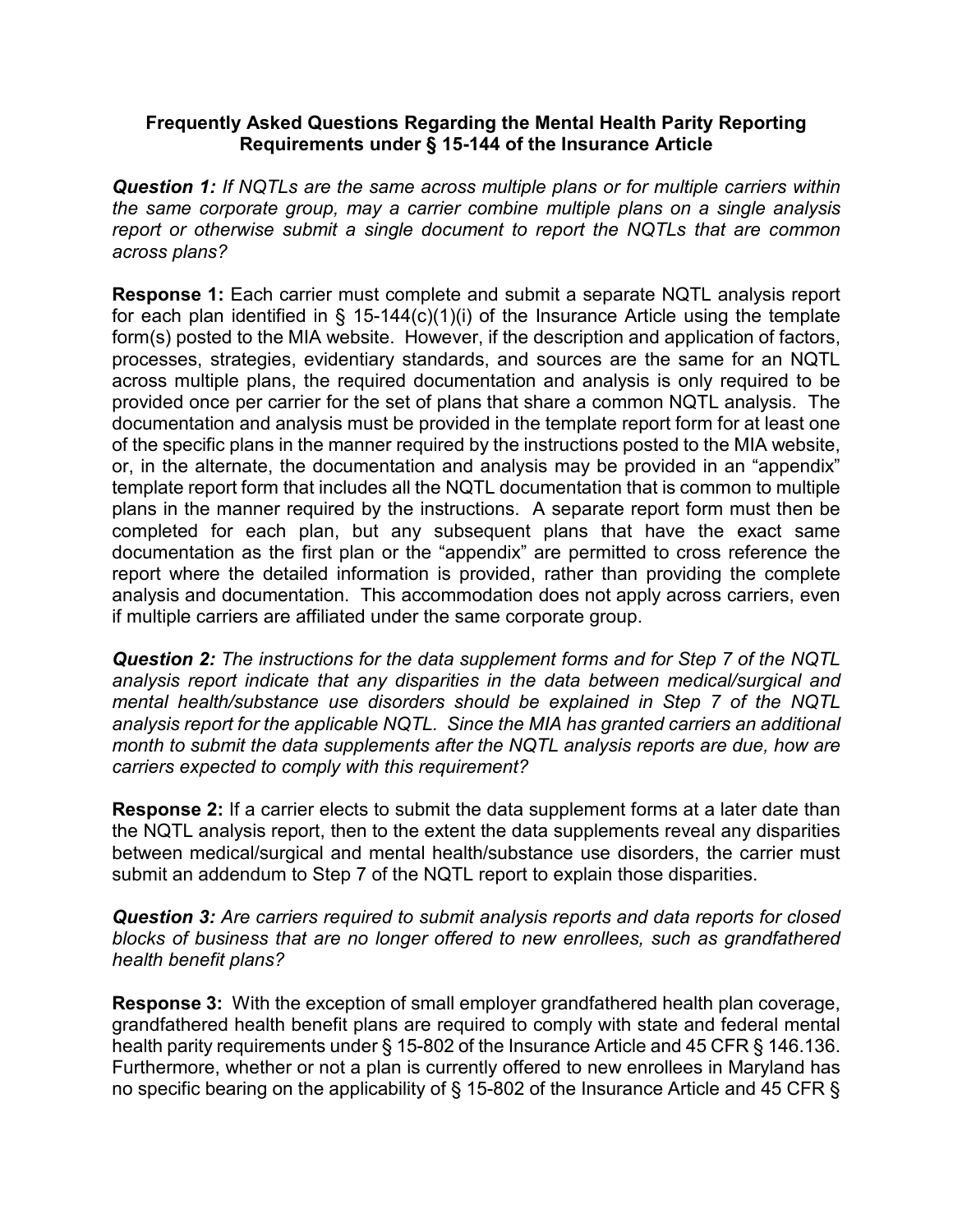**Frequently Asked Questions Regarding the Mental Health Parity Reporting Requirements under § 15-144 of the Insurance Article**

***Question 1:*** *If NQTLs are the same across multiple plans or for multiple carriers within the same corporate group, may a carrier combine multiple plans on a single analysis report or otherwise submit a single document to report the NQTLs that are common across plans?*

**Response 1:** Each carrier must complete and submit a separate NQTL analysis report for each plan identified in § 15-144(c)(1)(i) of the Insurance Article using the template form(s) posted to the MIA website. However, if the description and application of factors, processes, strategies, evidentiary standards, and sources are the same for an NQTL across multiple plans, the required documentation and analysis is only required to be provided once per carrier for the set of plans that share a common NQTL analysis. The documentation and analysis must be provided in the template report form for at least one of the specific plans in the manner required by the instructions posted to the MIA website, or, in the alternate, the documentation and analysis may be provided in an "appendix" template report form that includes all the NQTL documentation that is common to multiple plans in the manner required by the instructions. A separate report form must then be completed for each plan, but any subsequent plans that have the exact same documentation as the first plan or the "appendix" are permitted to cross reference the report where the detailed information is provided, rather than providing the complete analysis and documentation. This accommodation does not apply across carriers, even if multiple carriers are affiliated under the same corporate group.

***Question 2:*** *The instructions for the data supplement forms and for Step 7 of the NQTL analysis report indicate that any disparities in the data between medical/surgical and mental health/substance use disorders should be explained in Step 7 of the NQTL analysis report for the applicable NQTL. Since the MIA has granted carriers an additional month to submit the data supplements after the NQTL analysis reports are due, how are carriers expected to comply with this requirement?*

**Response 2:** If a carrier elects to submit the data supplement forms at a later date than the NQTL analysis report, then to the extent the data supplements reveal any disparities between medical/surgical and mental health/substance use disorders, the carrier must submit an addendum to Step 7 of the NQTL report to explain those disparities.

***Question 3:*** *Are carriers required to submit analysis reports and data reports for closed blocks of business that are no longer offered to new enrollees, such as grandfathered health benefit plans?*

**Response 3:** With the exception of small employer grandfathered health plan coverage, grandfathered health benefit plans are required to comply with state and federal mental health parity requirements under § 15-802 of the Insurance Article and 45 CFR § 146.136. Furthermore, whether or not a plan is currently offered to new enrollees in Maryland has no specific bearing on the applicability of § 15-802 of the Insurance Article and 45 CFR §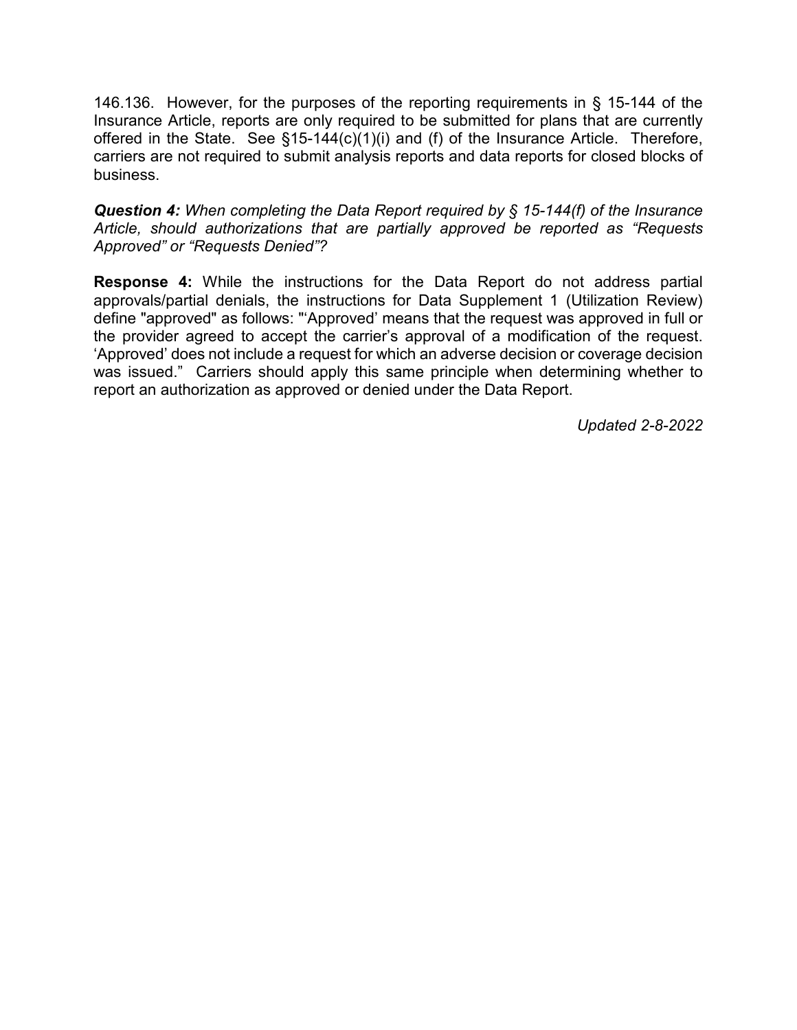146.136. However, for the purposes of the reporting requirements in § 15-144 of the Insurance Article, reports are only required to be submitted for plans that are currently offered in the State. See §15-144(c)(1)(i) and (f) of the Insurance Article. Therefore, carriers are not required to submit analysis reports and data reports for closed blocks of business.

***Question 4:*** *When completing the Data Report required by § 15-144(f) of the Insurance Article, should authorizations that are partially approved be reported as "Requests Approved" or "Requests Denied"?*

**Response 4:** While the instructions for the Data Report do not address partial approvals/partial denials, the instructions for Data Supplement 1 (Utilization Review) define "approved" as follows: "'Approved' means that the request was approved in full or the provider agreed to accept the carrier's approval of a modification of the request. 'Approved' does not include a request for which an adverse decision or coverage decision was issued." Carriers should apply this same principle when determining whether to report an authorization as approved or denied under the Data Report.

*Updated 2-8-2022*